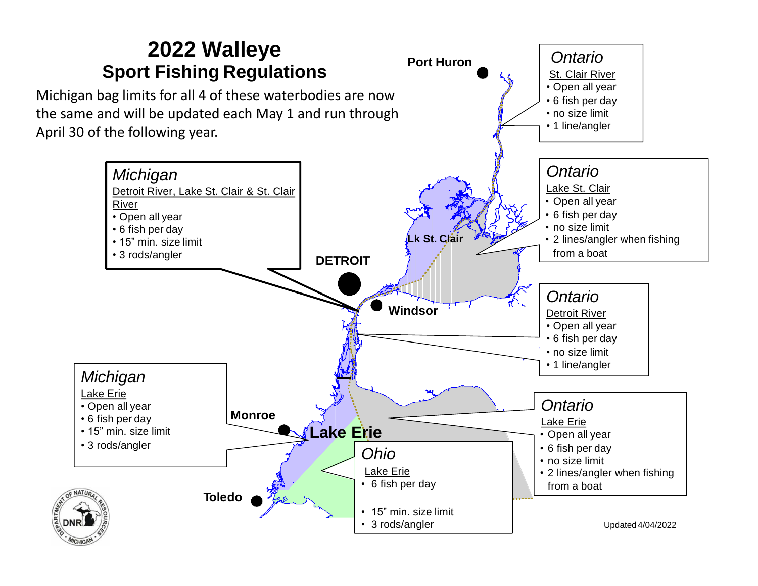# 2022 Walleye
## Sport Fishing Regulations

Michigan bag limits for all 4 of these waterbodies are now the same and will be updated each May 1 and run through April 30 of the following year.

### *Michigan*

Detroit River, Lake St. Clair & St. Clair River

- Open all year
- 6 fish per day
- 15" min. size limit
- 3 rods/angler

### *Michigan*

Lake Erie

- Open all year
- 6 fish per day
- 15" min. size limit
- 3 rods/angler

### *Ontario*

St. Clair River

- Open all year
- 6 fish per day
- no size limit
- 1 line/angler

### *Ontario*

Lake St. Clair

- Open all year
- 6 fish per day
- no size limit
- 2 lines/angler when fishing from a boat

### *Ontario*

Detroit River

- Open all year
- 6 fish per day
- no size limit
- 1 line/angler

### *Ontario*

Lake Erie

- Open all year
- 6 fish per day
- no size limit
- 2 lines/angler when fishing from a boat

### *Ohio*

Lake Erie

- 6 fish per day
- 15" min. size limit
- 3 rods/angler

Port Huron

Lk St. Clair

DETROIT

Windsor

Monroe

Lake Erie

Toledo

Updated 4/04/2022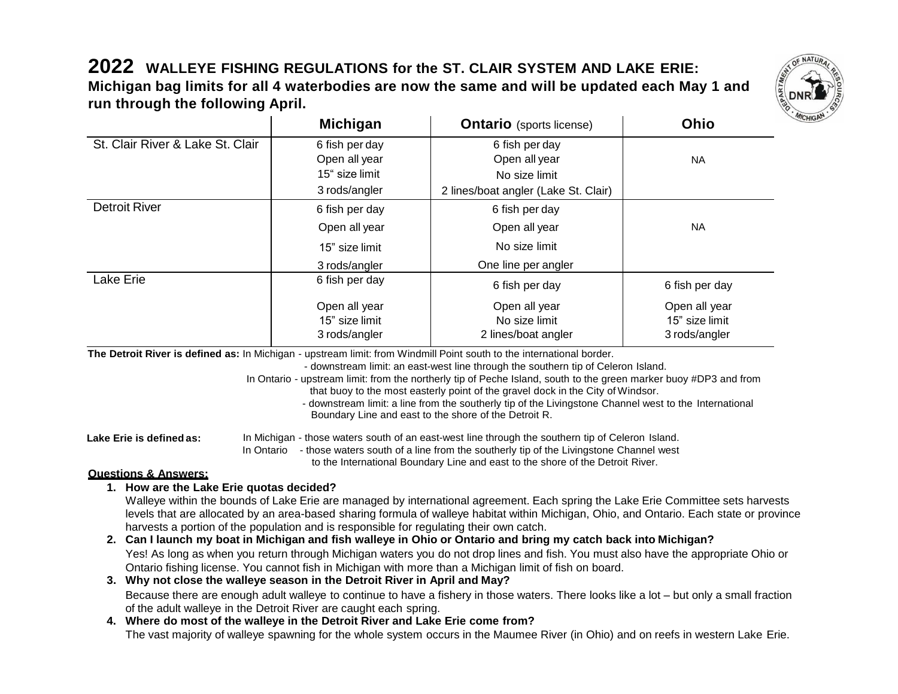# 2022 WALLEYE FISHING REGULATIONS for the ST. CLAIR SYSTEM AND LAKE ERIE:

**Michigan bag limits for all 4 waterbodies are now the same and will be updated each May 1 and run through the following April.**

| | Michigan | Ontario (sports license) | Ohio |
|---|---|---|---|
| St. Clair River & Lake St. Clair | 6 fish per day<br>Open all year<br>15" size limit<br>3 rods/angler | 6 fish per day<br>Open all year<br>No size limit<br>2 lines/boat angler (Lake St. Clair) | NA |
| Detroit River | 6 fish per day<br>Open all year<br>15" size limit<br>3 rods/angler | 6 fish per day<br>Open all year<br>No size limit<br>One line per angler | NA |
| Lake Erie | 6 fish per day<br>Open all year<br>15" size limit<br>3 rods/angler | 6 fish per day<br>Open all year<br>No size limit<br>2 lines/boat angler | 6 fish per day<br>Open all year<br>15" size limit<br>3 rods/angler |

**The Detroit River is defined as:** In Michigan - upstream limit: from Windmill Point south to the international border.
- downstream limit: an east-west line through the southern tip of Celeron Island.

In Ontario - upstream limit: from the northerly tip of Peche Island, south to the green marker buoy #DP3 and from that buoy to the most easterly point of the gravel dock in the City of Windsor.
- downstream limit: a line from the southerly tip of the Livingstone Channel west to the International Boundary Line and east to the shore of the Detroit R.

**Lake Erie is defined as:** In Michigan - those waters south of an east-west line through the southern tip of Celeron Island.
In Ontario - those waters south of a line from the southerly tip of the Livingstone Channel west to the International Boundary Line and east to the shore of the Detroit River.

**Questions & Answers:**

1. **How are the Lake Erie quotas decided?**
   Walleye within the bounds of Lake Erie are managed by international agreement. Each spring the Lake Erie Committee sets harvests levels that are allocated by an area-based sharing formula of walleye habitat within Michigan, Ohio, and Ontario. Each state or province harvests a portion of the population and is responsible for regulating their own catch.
2. **Can I launch my boat in Michigan and fish walleye in Ohio or Ontario and bring my catch back into Michigan?**
   Yes! As long as when you return through Michigan waters you do not drop lines and fish. You must also have the appropriate Ohio or Ontario fishing license. You cannot fish in Michigan with more than a Michigan limit of fish on board.
3. **Why not close the walleye season in the Detroit River in April and May?**
   Because there are enough adult walleye to continue to have a fishery in those waters. There looks like a lot – but only a small fraction of the adult walleye in the Detroit River are caught each spring.
4. **Where do most of the walleye in the Detroit River and Lake Erie come from?**
   The vast majority of walleye spawning for the whole system occurs in the Maumee River (in Ohio) and on reefs in western Lake Erie.